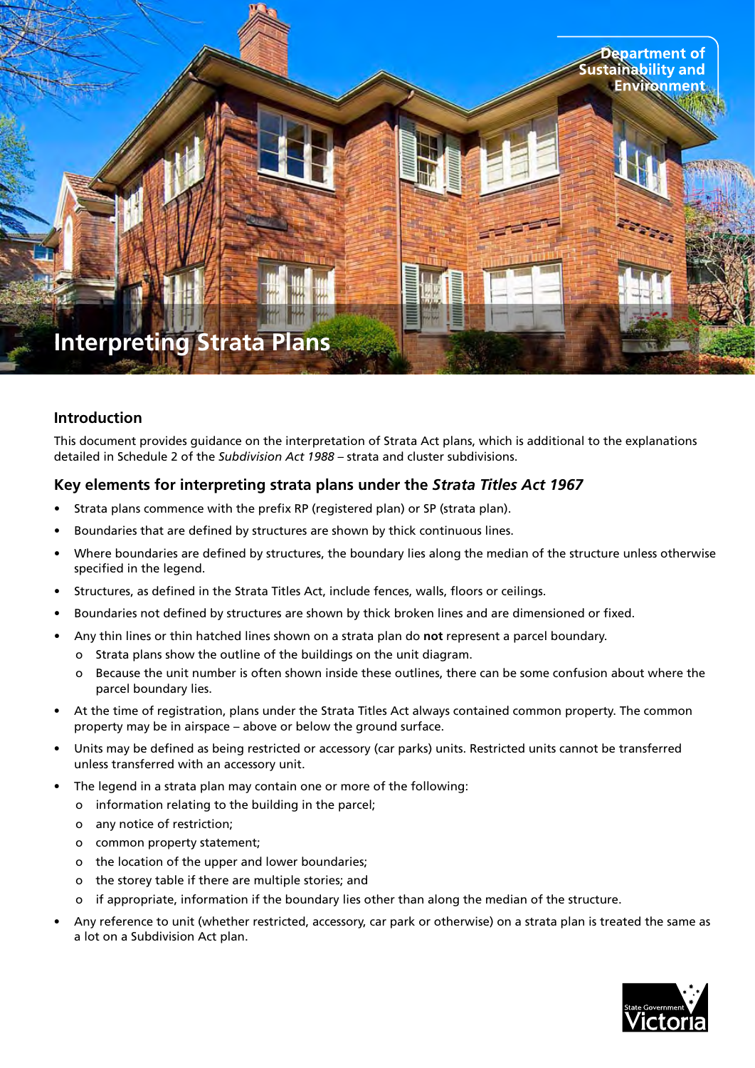Department of Sustainability and Environment

# Interpreting Strata Plans

## Introduction

This document provides guidance on the interpretation of Strata Act plans, which is additional to the explanations detailed in Schedule 2 of the *Subdivision Act 1988* – strata and cluster subdivisions.

## Key elements for interpreting strata plans under the *Strata Titles Act 1967*

- Strata plans commence with the prefix RP (registered plan) or SP (strata plan).
- Boundaries that are defined by structures are shown by thick continuous lines.
- Where boundaries are defined by structures, the boundary lies along the median of the structure unless otherwise specified in the legend.
- Structures, as defined in the Strata Titles Act, include fences, walls, floors or ceilings.
- Boundaries not defined by structures are shown by thick broken lines and are dimensioned or fixed.
- Any thin lines or thin hatched lines shown on a strata plan do **not** represent a parcel boundary.
  - Strata plans show the outline of the buildings on the unit diagram.
  - Because the unit number is often shown inside these outlines, there can be some confusion about where the parcel boundary lies.
- At the time of registration, plans under the Strata Titles Act always contained common property. The common property may be in airspace – above or below the ground surface.
- Units may be defined as being restricted or accessory (car parks) units. Restricted units cannot be transferred unless transferred with an accessory unit.
- The legend in a strata plan may contain one or more of the following:
  - information relating to the building in the parcel;
  - any notice of restriction;
  - common property statement;
  - the location of the upper and lower boundaries;
  - the storey table if there are multiple stories; and
  - if appropriate, information if the boundary lies other than along the median of the structure.
- Any reference to unit (whether restricted, accessory, car park or otherwise) on a strata plan is treated the same as a lot on a Subdivision Act plan.

State Government Victoria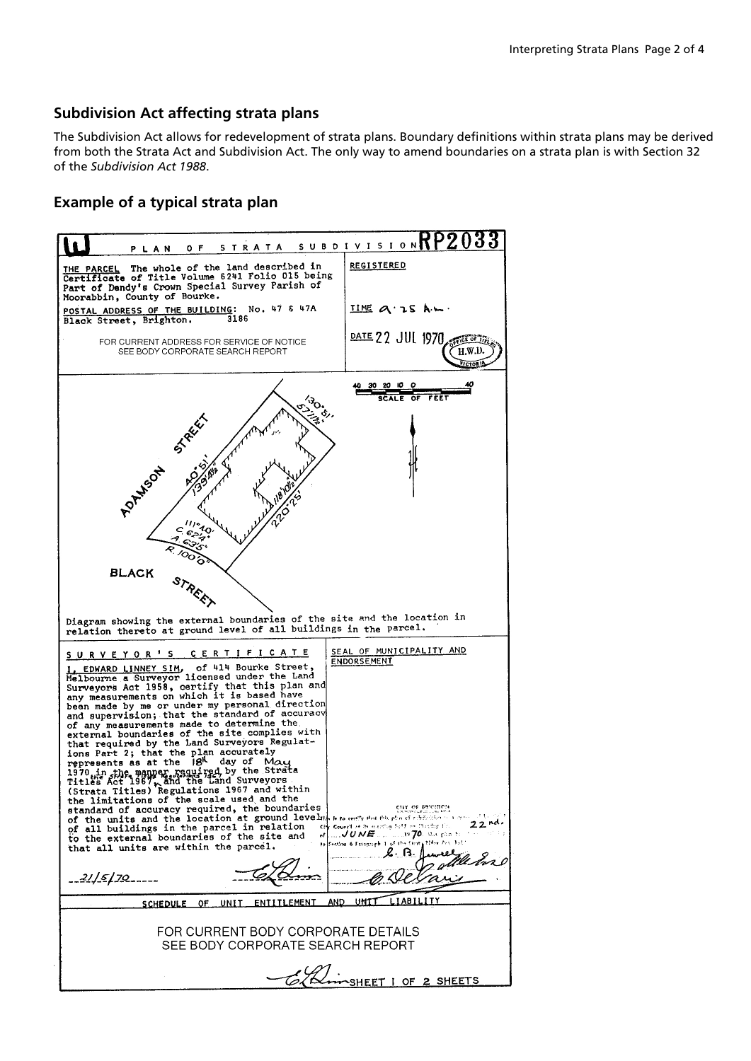## Subdivision Act affecting strata plans

The Subdivision Act allows for redevelopment of strata plans. Boundary definitions within strata plans may be derived from both the Strata Act and Subdivision Act. The only way to amend boundaries on a strata plan is with Section 32 of the *Subdivision Act 1988*.

## Example of a typical strata plan

PLAN OF STRATA SUBDIVISION RP2033

THE PARCEL The whole of the land described in Certificate of Title Volume 6241 Folio 015 being Part of Dendy's Crown Special Survey Parish of Moorabbin, County of Bourke.

POSTAL ADDRESS OF THE BUILDING: No. 47 & 47A Black Street, Brighton. 3186

FOR CURRENT ADDRESS FOR SERVICE OF NOTICE SEE BODY CORPORATE SEARCH REPORT

REGISTERED

TIME 9.25 A.M.

DATE 22 JUL 1970

H.W.D.

SCALE OF FEET 40 30 20 10 0 40

ADAMSON STREET

BLACK STREET

130°51' 57'1½"

40°51' 139'6½"

118'10½"

220°25'

111°40' C. 67'4" A. 63'5" R. 100'0"

Diagram showing the external boundaries of the site and the location in relation thereto at ground level of all buildings in the parcel.

SURVEYOR'S CERTIFICATE

I, EDWARD LINNEY SIM, of 414 Bourke Street, Melbourne a Surveyor licensed under the Land Surveyors Act 1958, certify that this plan and any measurements on which it is based have been made by me or under my personal direction and supervision; that the standard of accuracy of any measurements made to determine the external boundaries of the site complies with that required by the Land Surveyors Regulations Part 2; that the plan accurately represents as at the 18th day of May 1970 in the manner required by the Strata Titles Act 1967, and the Land Surveyors (Strata Titles) Regulations 1967 and within the limitations of the scale used and the standard of accuracy required, the boundaries of the units and the location at ground level of all buildings in the parcel in relation to the external boundaries of the site and that all units are within the parcel.

21/5/70

SEAL OF MUNICIPALITY AND ENDORSEMENT

CITY OF BRIGHTON

22nd JUNE 1970

SCHEDULE OF UNIT ENTITLEMENT AND UNIT LIABILITY

FOR CURRENT BODY CORPORATE DETAILS SEE BODY CORPORATE SEARCH REPORT

SHEET 1 OF 2 SHEETS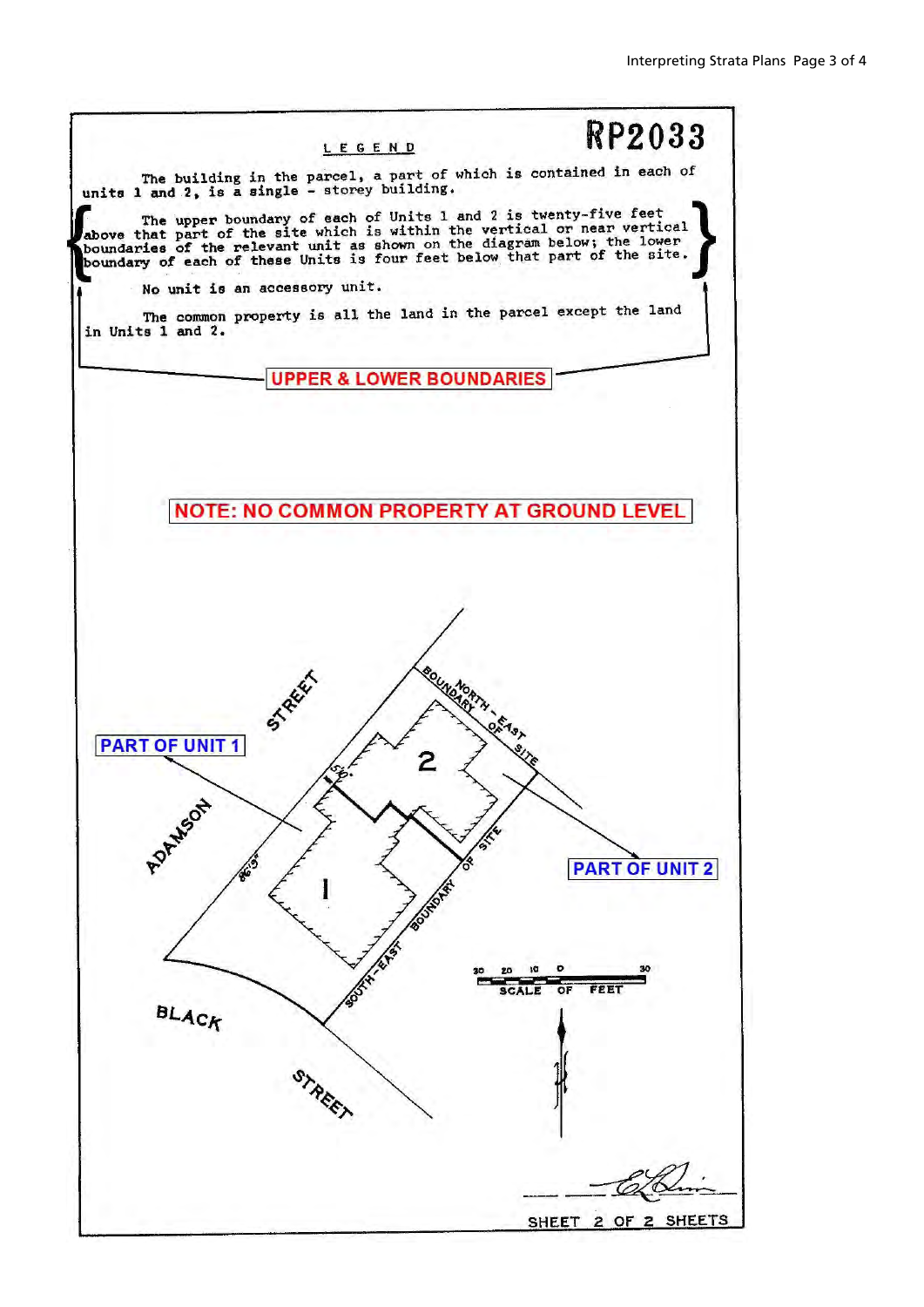# RP2033

## LEGEND

The building in the parcel, a part of which is contained in each of units 1 and 2, is a single - storey building.

The upper boundary of each of Units 1 and 2 is twenty-five feet above that part of the site which is within the vertical or near vertical boundaries of the relevant unit as shown on the diagram below; the lower boundary of each of these Units is four feet below that part of the site.

No unit is an accessory unit.

The common property is all the land in the parcel except the land in Units 1 and 2.

**UPPER & LOWER BOUNDARIES**

**NOTE: NO COMMON PROPERTY AT GROUND LEVEL**

ADAMSON STREET

BLACK STREET

NORTH - EAST BOUNDARY OF SITE

SOUTH-EAST BOUNDARY OF SITE

**PART OF UNIT 1**

**PART OF UNIT 2**

1

2

5'6"

86'3"

30 20 10 0 30

SCALE OF FEET

N

SHEET 2 OF 2 SHEETS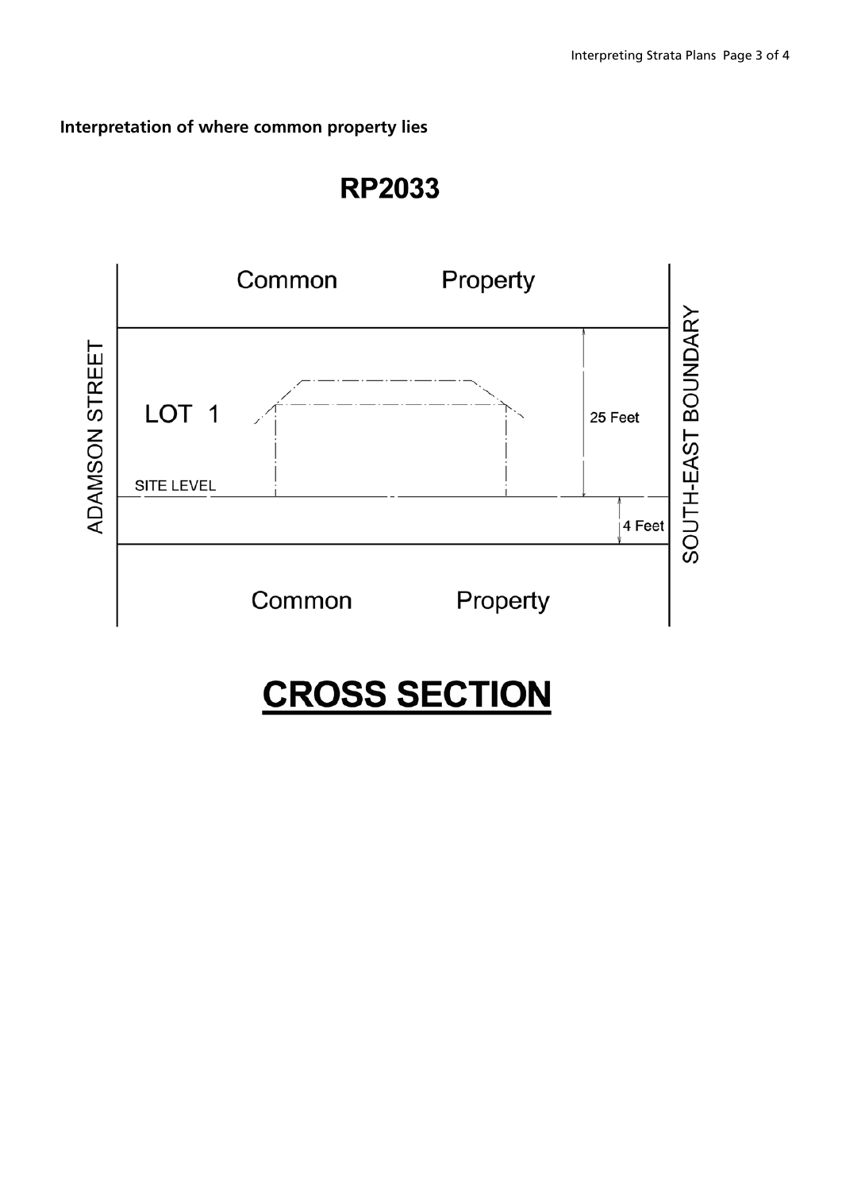**Interpretation of where common property lies**

**RP2033**

Common Property

ADAMSON STREET

LOT 1

SITE LEVEL

25 Feet

4 Feet

SOUTH-EAST BOUNDARY

Common Property

**CROSS SECTION**